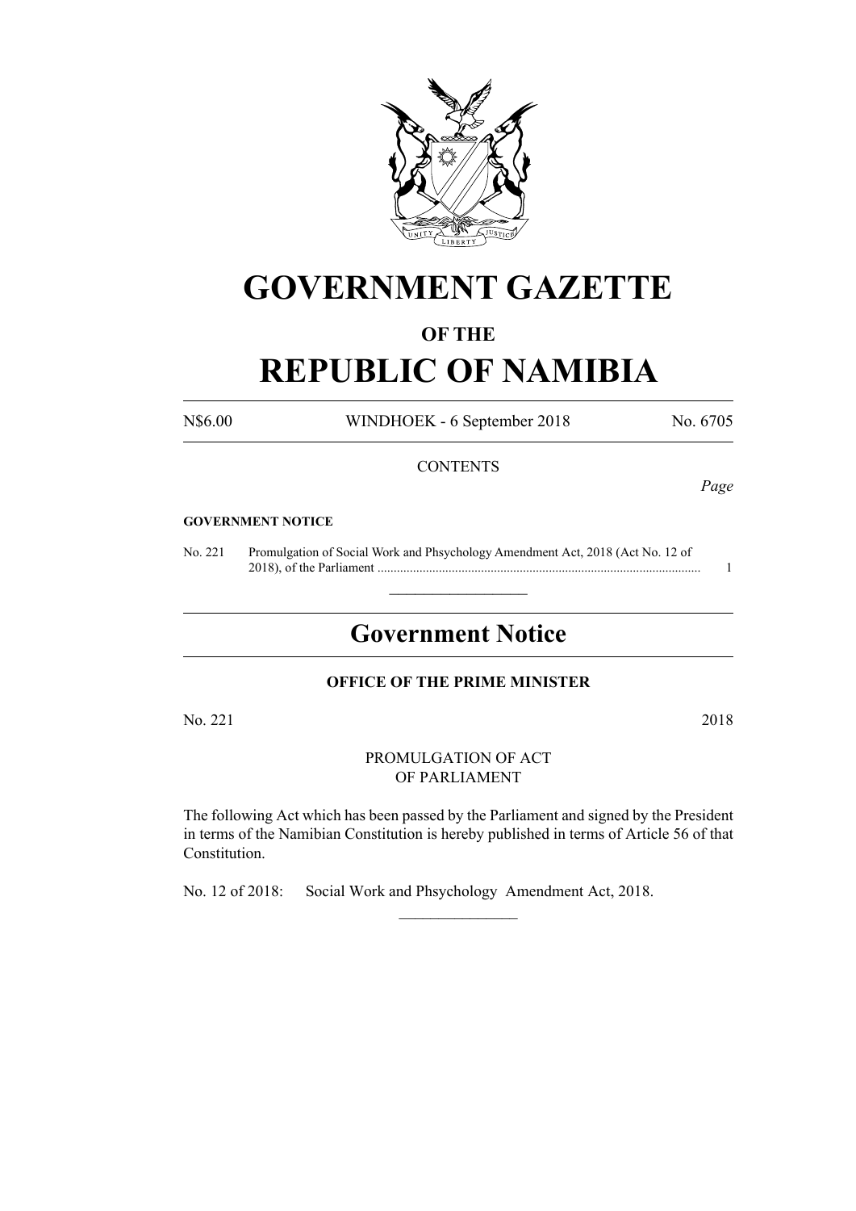# GOVERNMENT GAZETTE

## OF THE

# REPUBLIC OF NAMIBIA

N$6.00 WINDHOEK - 6 September 2018 No. 6705

CONTENTS

*Page*

**GOVERNMENT NOTICE**

No. 221 Promulgation of Social Work and Phsychology Amendment Act, 2018 (Act No. 12 of 2018), of the Parliament ..................................................................................................... 1

---

## Government Notice

**OFFICE OF THE PRIME MINISTER**

No. 221 2018

PROMULGATION OF ACT
OF PARLIAMENT

The following Act which has been passed by the Parliament and signed by the President in terms of the Namibian Constitution is hereby published in terms of Article 56 of that Constitution.

No. 12 of 2018: Social Work and Phsychology Amendment Act, 2018.

---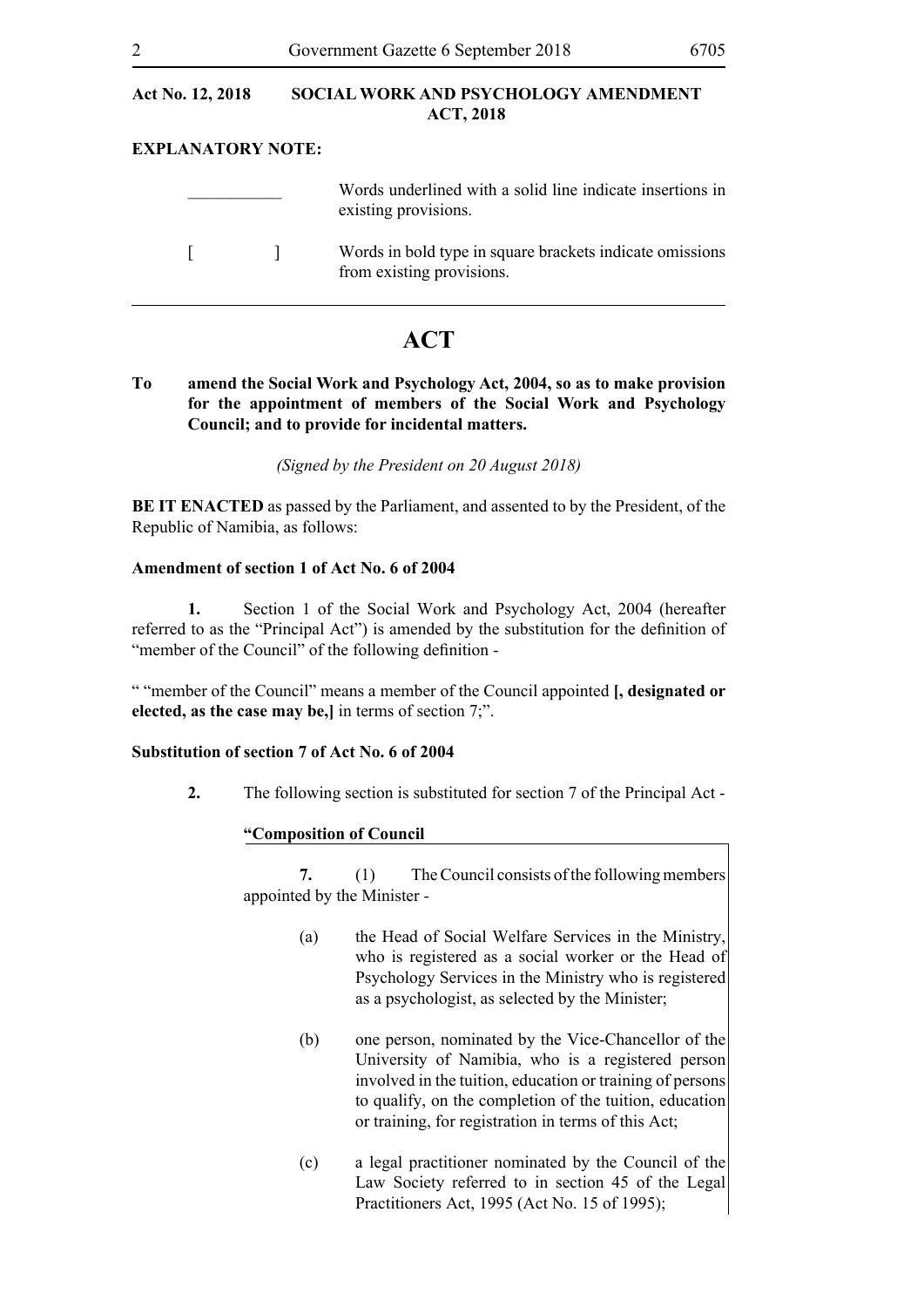**Act No. 12, 2018 SOCIAL WORK AND PSYCHOLOGY AMENDMENT ACT, 2018**

**EXPLANATORY NOTE:**

| | |
|---|---|
| ___________ | Words underlined with a solid line indicate insertions in existing provisions. |
| [ ] | Words in bold type in square brackets indicate omissions from existing provisions. |

# ACT

**To amend the Social Work and Psychology Act, 2004, so as to make provision for the appointment of members of the Social Work and Psychology Council; and to provide for incidental matters.**

*(Signed by the President on 20 August 2018)*

**BE IT ENACTED** as passed by the Parliament, and assented to by the President, of the Republic of Namibia, as follows:

**Amendment of section 1 of Act No. 6 of 2004**

**1.** Section 1 of the Social Work and Psychology Act, 2004 (hereafter referred to as the "Principal Act") is amended by the substitution for the definition of "member of the Council" of the following definition -

" "member of the Council" means a member of the Council appointed **[, designated or elected, as the case may be,]** in terms of section 7;".

**Substitution of section 7 of Act No. 6 of 2004**

**2.** The following section is substituted for section 7 of the Principal Act -

<u>**"Composition of Council**</u>

<u>**7.** (1) The Council consists of the following members appointed by the Minister -</u>

<u>(a) the Head of Social Welfare Services in the Ministry, who is registered as a social worker or the Head of Psychology Services in the Ministry who is registered as a psychologist, as selected by the Minister;</u>

<u>(b) one person, nominated by the Vice-Chancellor of the University of Namibia, who is a registered person involved in the tuition, education or training of persons to qualify, on the completion of the tuition, education or training, for registration in terms of this Act;</u>

<u>(c) a legal practitioner nominated by the Council of the Law Society referred to in section 45 of the Legal Practitioners Act, 1995 (Act No. 15 of 1995);</u>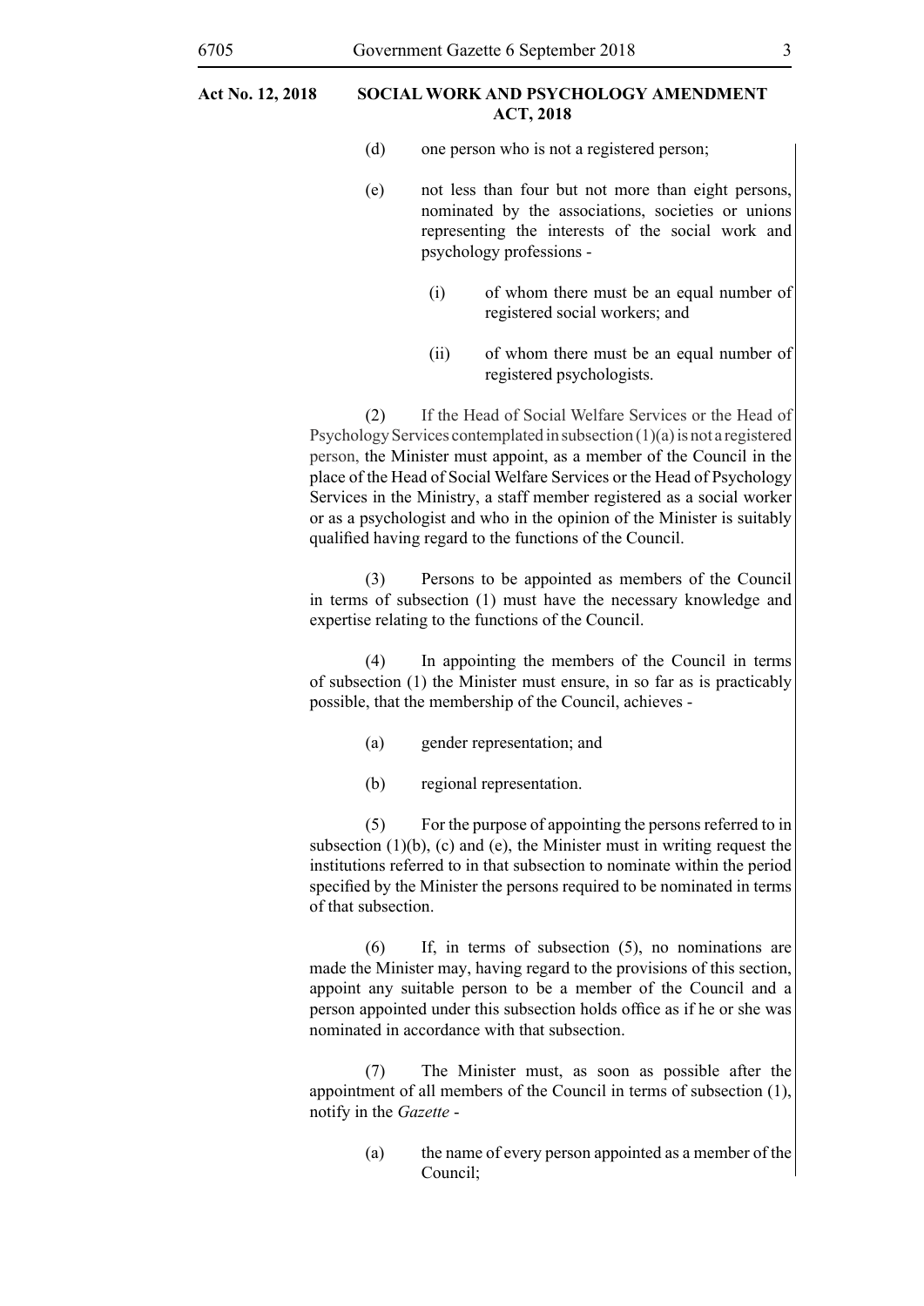(d) one person who is not a registered person;

(e) not less than four but not more than eight persons, nominated by the associations, societies or unions representing the interests of the social work and psychology professions -

(i) of whom there must be an equal number of registered social workers; and

(ii) of whom there must be an equal number of registered psychologists.

(2) If the Head of Social Welfare Services or the Head of Psychology Services contemplated in subsection (1)(a) is not a registered person, the Minister must appoint, as a member of the Council in the place of the Head of Social Welfare Services or the Head of Psychology Services in the Ministry, a staff member registered as a social worker or as a psychologist and who in the opinion of the Minister is suitably qualified having regard to the functions of the Council.

(3) Persons to be appointed as members of the Council in terms of subsection (1) must have the necessary knowledge and expertise relating to the functions of the Council.

(4) In appointing the members of the Council in terms of subsection (1) the Minister must ensure, in so far as is practicably possible, that the membership of the Council, achieves -

(a) gender representation; and

(b) regional representation.

(5) For the purpose of appointing the persons referred to in subsection (1)(b), (c) and (e), the Minister must in writing request the institutions referred to in that subsection to nominate within the period specified by the Minister the persons required to be nominated in terms of that subsection.

(6) If, in terms of subsection (5), no nominations are made the Minister may, having regard to the provisions of this section, appoint any suitable person to be a member of the Council and a person appointed under this subsection holds office as if he or she was nominated in accordance with that subsection.

(7) The Minister must, as soon as possible after the appointment of all members of the Council in terms of subsection (1), notify in the *Gazette* -

(a) the name of every person appointed as a member of the Council;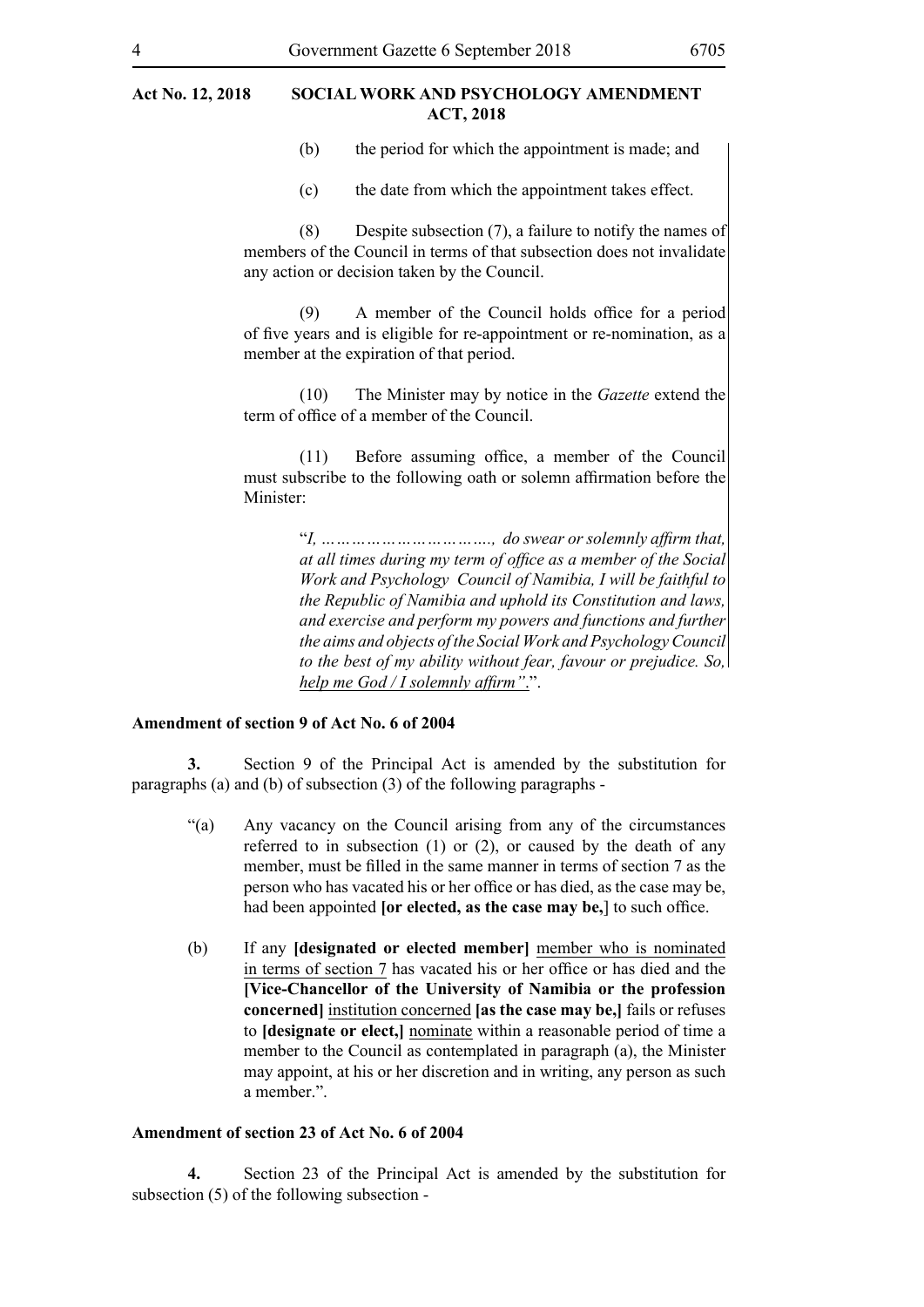(b) the period for which the appointment is made; and

(c) the date from which the appointment takes effect.

(8) Despite subsection (7), a failure to notify the names of members of the Council in terms of that subsection does not invalidate any action or decision taken by the Council.

(9) A member of the Council holds office for a period of five years and is eligible for re-appointment or re-nomination, as a member at the expiration of that period.

(10) The Minister may by notice in the *Gazette* extend the term of office of a member of the Council.

(11) Before assuming office, a member of the Council must subscribe to the following oath or solemn affirmation before the Minister:

> "*I, ……………………………, do swear or solemnly affirm that, at all times during my term of office as a member of the Social Work and Psychology Council of Namibia, I will be faithful to the Republic of Namibia and uphold its Constitution and laws, and exercise and perform my powers and functions and further the aims and objects of the Social Work and Psychology Council to the best of my ability without fear, favour or prejudice. So, help me God / I solemnly affirm".*".

**Amendment of section 9 of Act No. 6 of 2004**

**3.** Section 9 of the Principal Act is amended by the substitution for paragraphs (a) and (b) of subsection (3) of the following paragraphs -

"(a) Any vacancy on the Council arising from any of the circumstances referred to in subsection (1) or (2), or caused by the death of any member, must be filled in the same manner in terms of section 7 as the person who has vacated his or her office or has died, as the case may be, had been appointed **[or elected, as the case may be,]** to such office.

(b) If any **[designated or elected member]** member who is nominated in terms of section 7 has vacated his or her office or has died and the **[Vice-Chancellor of the University of Namibia or the profession concerned]** institution concerned **[as the case may be,]** fails or refuses to **[designate or elect,]** nominate within a reasonable period of time a member to the Council as contemplated in paragraph (a), the Minister may appoint, at his or her discretion and in writing, any person as such a member.".

**Amendment of section 23 of Act No. 6 of 2004**

**4.** Section 23 of the Principal Act is amended by the substitution for subsection (5) of the following subsection -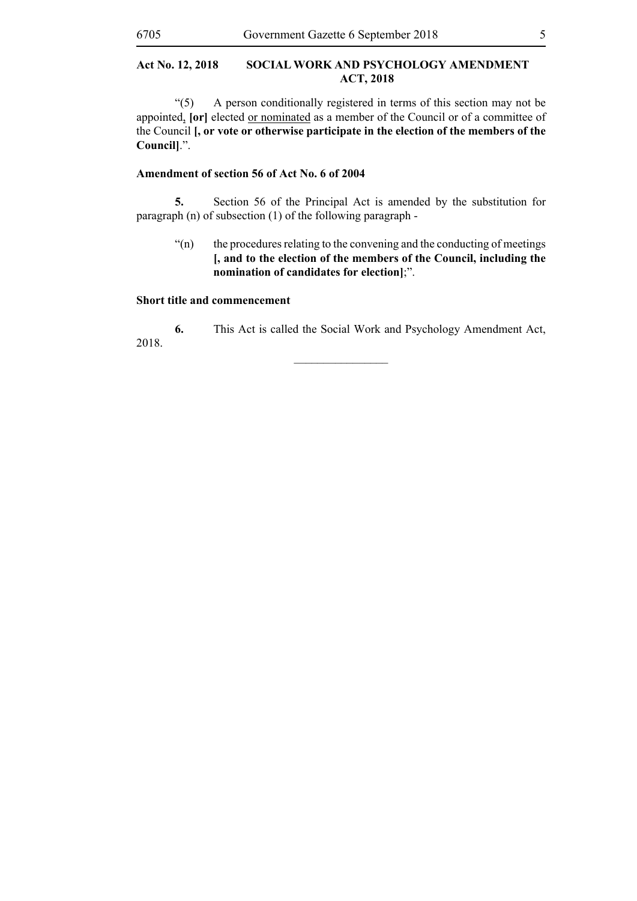"(5) A person conditionally registered in terms of this section may not be appointed, **[or]** elected <u>or nominated</u> as a member of the Council or of a committee of the Council **[, or vote or otherwise participate in the election of the members of the Council]**.".

### Amendment of section 56 of Act No. 6 of 2004

**5.** Section 56 of the Principal Act is amended by the substitution for paragraph (n) of subsection (1) of the following paragraph -

"(n) the procedures relating to the convening and the conducting of meetings **[, and to the election of the members of the Council, including the nomination of candidates for election]**;".

### Short title and commencement

**6.** This Act is called the Social Work and Psychology Amendment Act, 2018.

________________